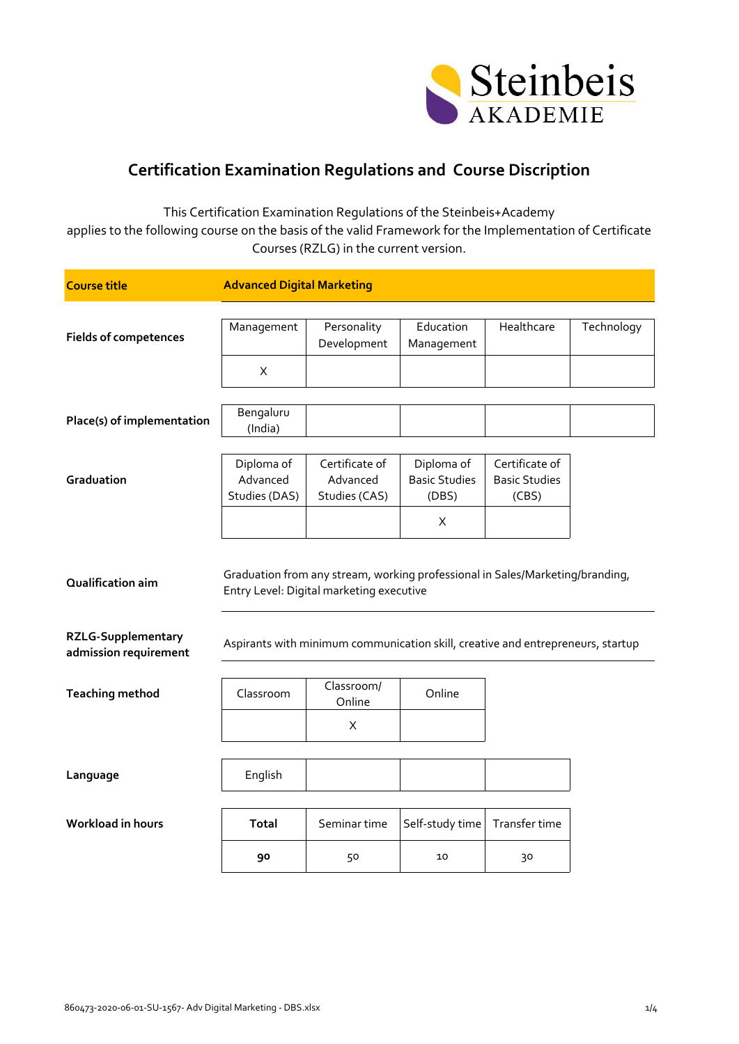# Certification Examination Regulations and Course Discription

This Certification Examination Regulations of the Steinbeis+Academy applies to the following course on the basis of the valid Framework for the Implementation of Certificate Courses (RZLG) in the current version.

**Course title** | **Advanced Digital Marketing**

**Fields of competences**

| Management | Personality Development | Education Management | Healthcare | Technology |
|---|---|---|---|---|
| X | | | | |

**Place(s) of implementation**

| Bengaluru (India) | | | | |
|---|---|---|---|---|

**Graduation**

| Diploma of Advanced Studies (DAS) | Certificate of Advanced Studies (CAS) | Diploma of Basic Studies (DBS) | Certificate of Basic Studies (CBS) |
|---|---|---|---|
| | | X | |

**Qualification aim**

Graduation from any stream, working professional in Sales/Marketing/branding, Entry Level: Digital marketing executive

**RZLG-Supplementary admission requirement**

Aspirants with minimum communication skill, creative and entrepreneurs, startup

**Teaching method**

| Classroom | Classroom/ Online | Online |
|---|---|---|
| | X | |

**Language**

| English | | | |
|---|---|---|---|

**Workload in hours**

| **Total** | Seminar time | Self-study time | Transfer time |
|---|---|---|---|
| **90** | 50 | 10 | 30 |

860473-2020-06-01-SU-1567- Adv Digital Marketing - DBS.xlsx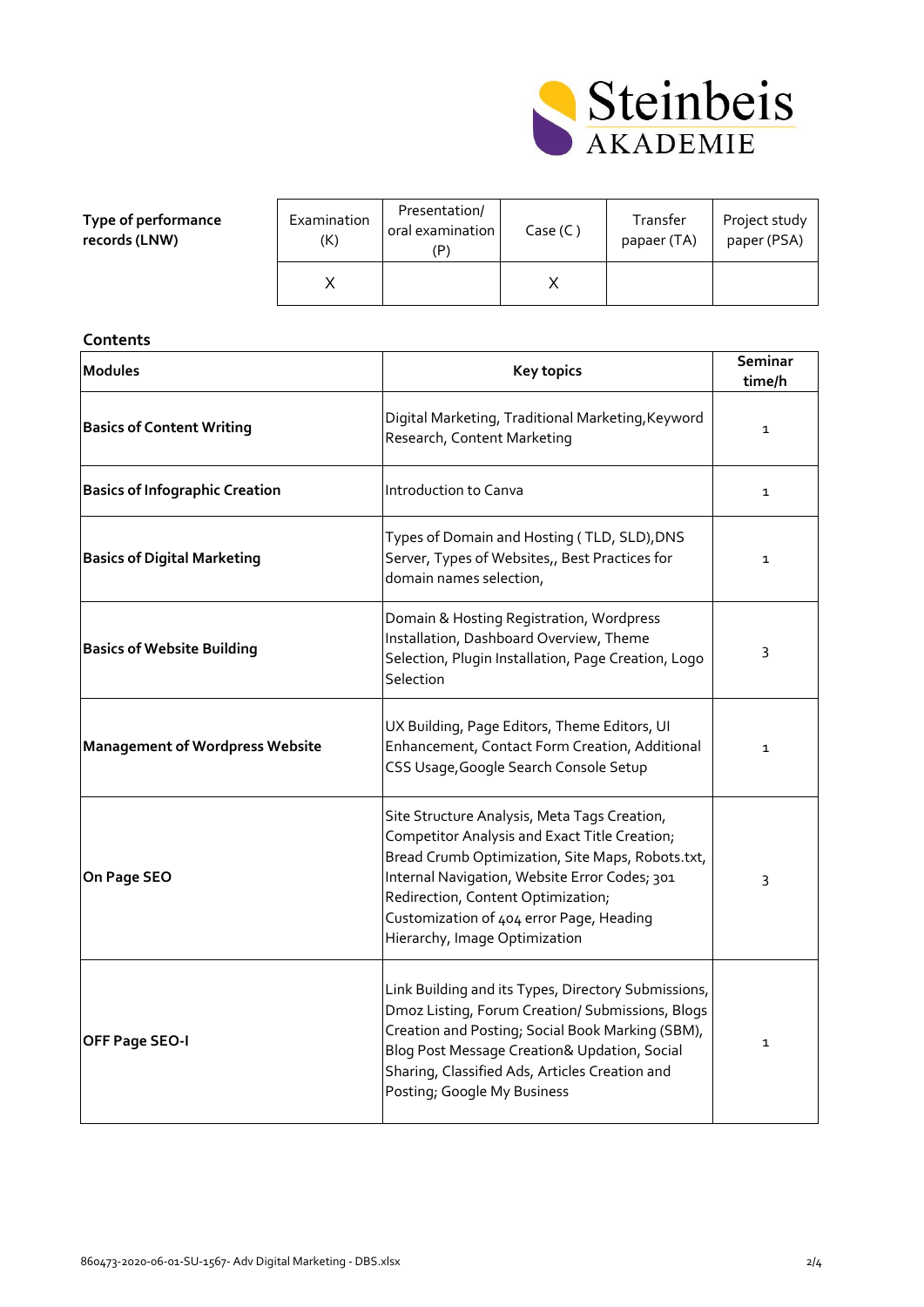| Type of performance records (LNW) | Examination (K) | Presentation/ oral examination (P) | Case (C ) | Transfer papaer (TA) | Project study paper (PSA) |
|---|---|---|---|---|---|
| | X | | X | | |

**Contents**

| **Modules** | **Key topics** | **Seminar time/h** |
|---|---|---|
| **Basics of Content Writing** | Digital Marketing, Traditional Marketing,Keyword Research, Content Marketing | 1 |
| **Basics of Infographic Creation** | Introduction to Canva | 1 |
| **Basics of Digital Marketing** | Types of Domain and Hosting ( TLD, SLD),DNS Server, Types of Websites,, Best Practices for domain names selection, | 1 |
| **Basics of Website Building** | Domain & Hosting Registration, Wordpress Installation, Dashboard Overview, Theme Selection, Plugin Installation, Page Creation, Logo Selection | 3 |
| **Management of Wordpress Website** | UX Building, Page Editors, Theme Editors, UI Enhancement, Contact Form Creation, Additional CSS Usage,Google Search Console Setup | 1 |
| **On Page SEO** | Site Structure Analysis, Meta Tags Creation, Competitor Analysis and Exact Title Creation; Bread Crumb Optimization, Site Maps, Robots.txt, Internal Navigation, Website Error Codes; 301 Redirection, Content Optimization; Customization of 404 error Page, Heading Hierarchy, Image Optimization | 3 |
| **OFF Page SEO-I** | Link Building and its Types, Directory Submissions, Dmoz Listing, Forum Creation/ Submissions, Blogs Creation and Posting; Social Book Marking (SBM), Blog Post Message Creation& Updation, Social Sharing, Classified Ads, Articles Creation and Posting; Google My Business | 1 |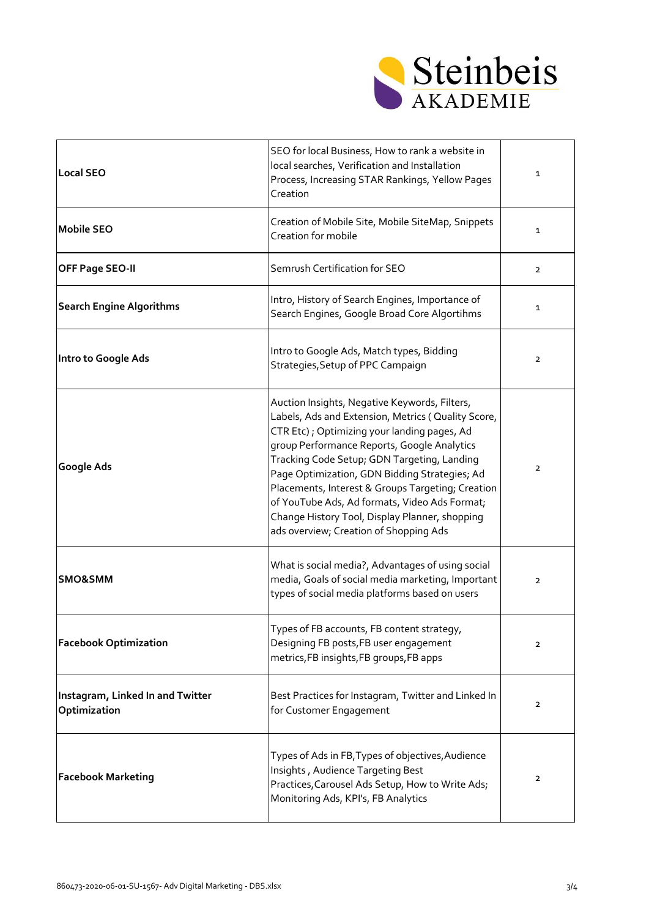| | | |
|---|---|---|
| **Local SEO** | SEO for local Business, How to rank a website in local searches, Verification and Installation Process, Increasing STAR Rankings, Yellow Pages Creation | 1 |
| **Mobile SEO** | Creation of Mobile Site, Mobile SiteMap, Snippets Creation for mobile | 1 |
| **OFF Page SEO-II** | Semrush Certification for SEO | 2 |
| **Search Engine Algorithms** | Intro, History of Search Engines, Importance of Search Engines, Google Broad Core Algortihms | 1 |
| **Intro to Google Ads** | Intro to Google Ads, Match types, Bidding Strategies,Setup of PPC Campaign | 2 |
| **Google Ads** | Auction Insights, Negative Keywords, Filters, Labels, Ads and Extension, Metrics ( Quality Score, CTR Etc) ; Optimizing your landing pages, Ad group Performance Reports, Google Analytics Tracking Code Setup; GDN Targeting, Landing Page Optimization, GDN Bidding Strategies; Ad Placements, Interest & Groups Targeting; Creation of YouTube Ads, Ad formats, Video Ads Format; Change History Tool, Display Planner, shopping ads overview; Creation of Shopping Ads | 2 |
| **SMO&SMM** | What is social media?, Advantages of using social media, Goals of social media marketing, Important types of social media platforms based on users | 2 |
| **Facebook Optimization** | Types of FB accounts, FB content strategy, Designing FB posts,FB user engagement metrics,FB insights,FB groups,FB apps | 2 |
| **Instagram, Linked In and Twitter Optimization** | Best Practices for Instagram, Twitter and Linked In for Customer Engagement | 2 |
| **Facebook Marketing** | Types of Ads in FB,Types of objectives,Audience Insights , Audience Targeting Best Practices,Carousel Ads Setup, How to Write Ads; Monitoring Ads, KPI's, FB Analytics | 2 |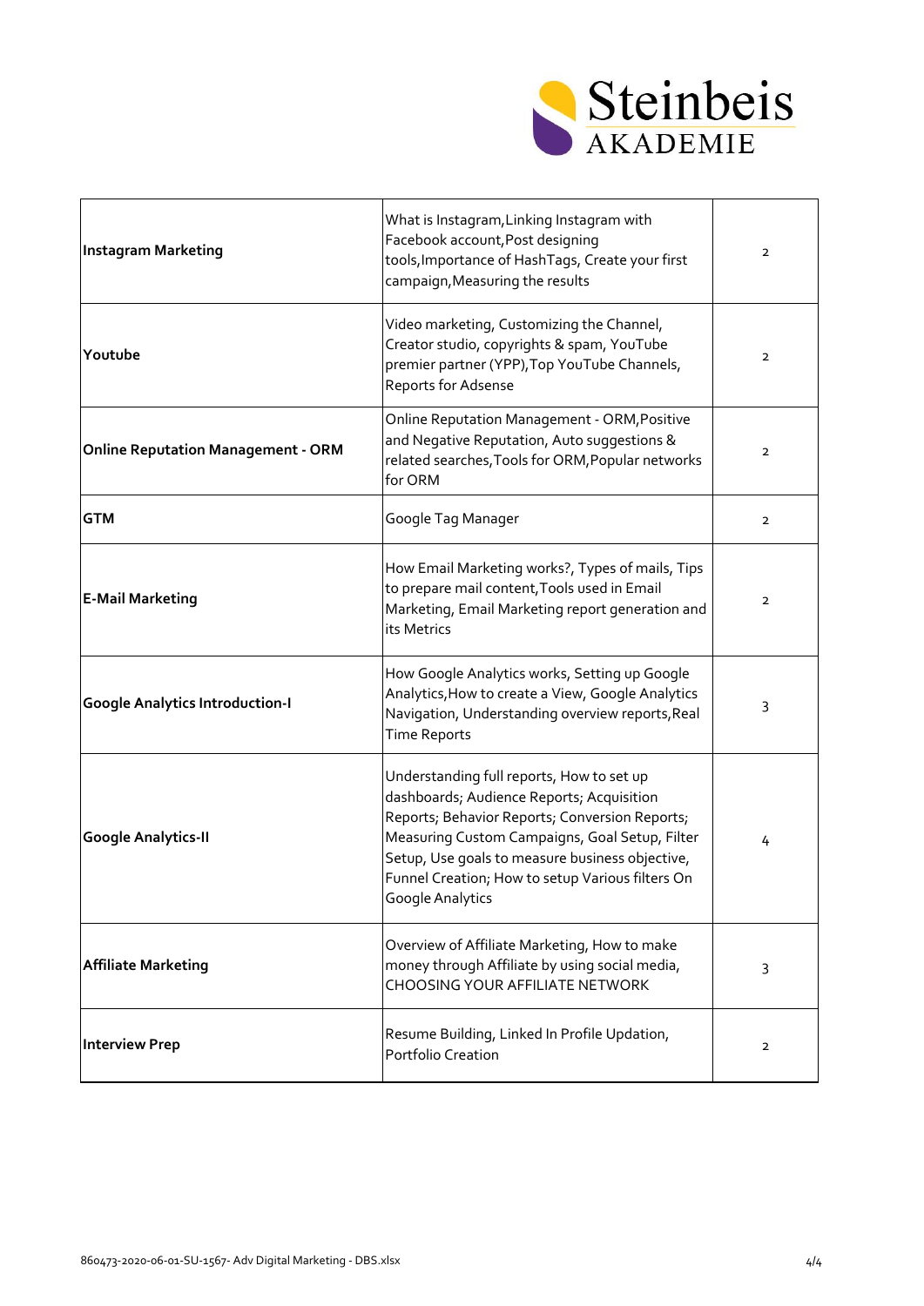| | | |
|---|---|---|
| **Instagram Marketing** | What is Instagram,Linking Instagram with Facebook account,Post designing tools,Importance of HashTags, Create your first campaign,Measuring the results | 2 |
| **Youtube** | Video marketing, Customizing the Channel, Creator studio, copyrights & spam, YouTube premier partner (YPP),Top YouTube Channels, Reports for Adsense | 2 |
| **Online Reputation Management - ORM** | Online Reputation Management - ORM,Positive and Negative Reputation, Auto suggestions & related searches,Tools for ORM,Popular networks for ORM | 2 |
| **GTM** | Google Tag Manager | 2 |
| **E-Mail Marketing** | How Email Marketing works?, Types of mails, Tips to prepare mail content,Tools used in Email Marketing, Email Marketing report generation and its Metrics | 2 |
| **Google Analytics Introduction-I** | How Google Analytics works, Setting up Google Analytics,How to create a View, Google Analytics Navigation, Understanding overview reports,Real Time Reports | 3 |
| **Google Analytics-II** | Understanding full reports, How to set up dashboards; Audience Reports; Acquisition Reports; Behavior Reports; Conversion Reports; Measuring Custom Campaigns, Goal Setup, Filter Setup, Use goals to measure business objective, Funnel Creation; How to setup Various filters On Google Analytics | 4 |
| **Affiliate Marketing** | Overview of Affiliate Marketing, How to make money through Affiliate by using social media, CHOOSING YOUR AFFILIATE NETWORK | 3 |
| **Interview Prep** | Resume Building, Linked In Profile Updation, Portfolio Creation | 2 |